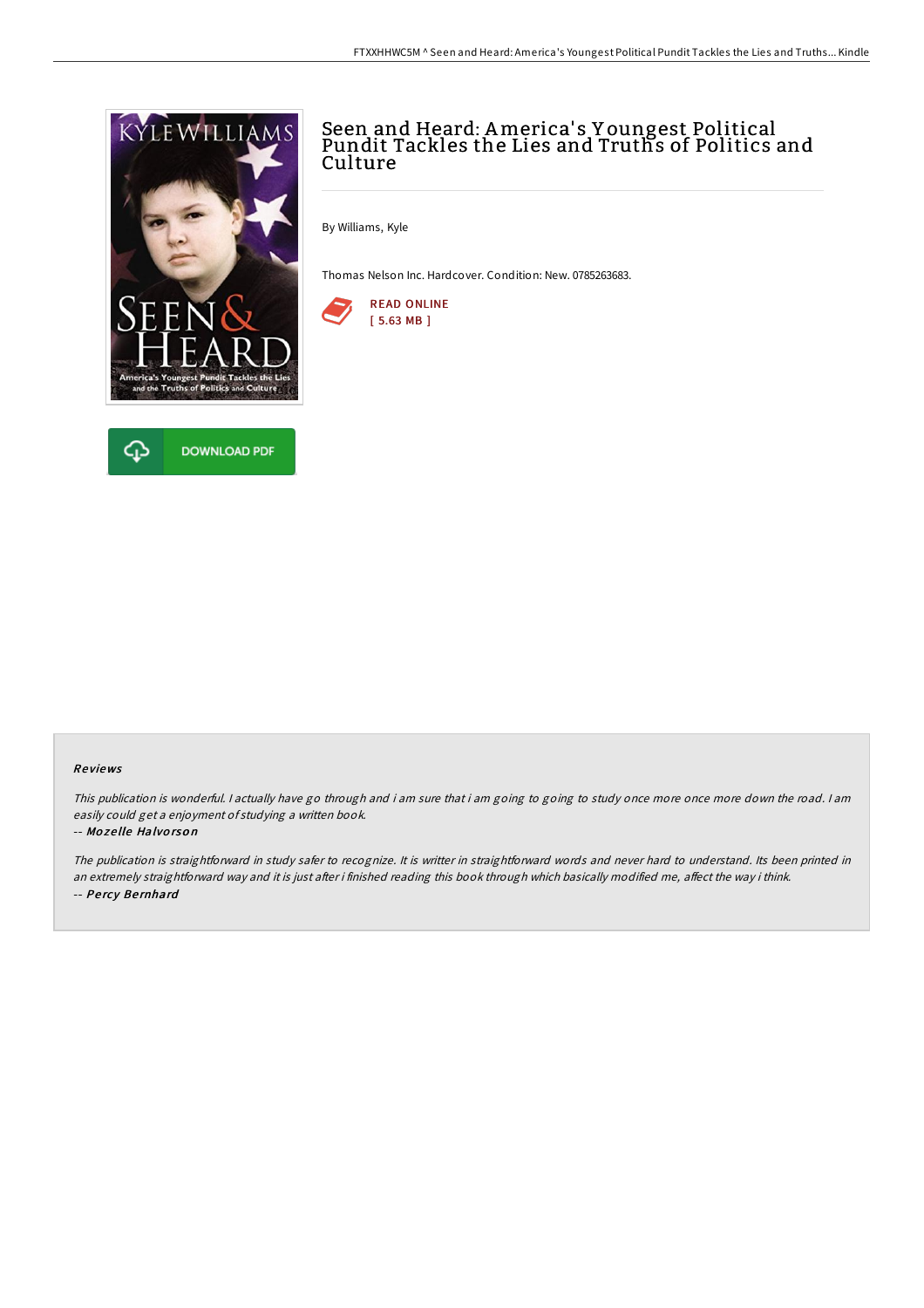# Seen and Heard: America's Youngest Political Pundit Tackles the Lies and Truths of Politics and Culture

By Williams, Kyle

Thomas Nelson Inc. Hardcover. Condition: New. 0785263683.

READ ONLINE
[ 5.63 MB ]

DOWNLOAD PDF

## Reviews

*This publication is wonderful. I actually have go through and i am sure that i am going to going to study once more once more down the road. I am easily could get a enjoyment of studying a written book.*

-- ***Mozelle Halvorson***

*The publication is straightforward in study safer to recognize. It is writter in straightforward words and never hard to understand. Its been printed in an extremely straightforward way and it is just after i finished reading this book through which basically modified me, affect the way i think.*

-- ***Percy Bernhard***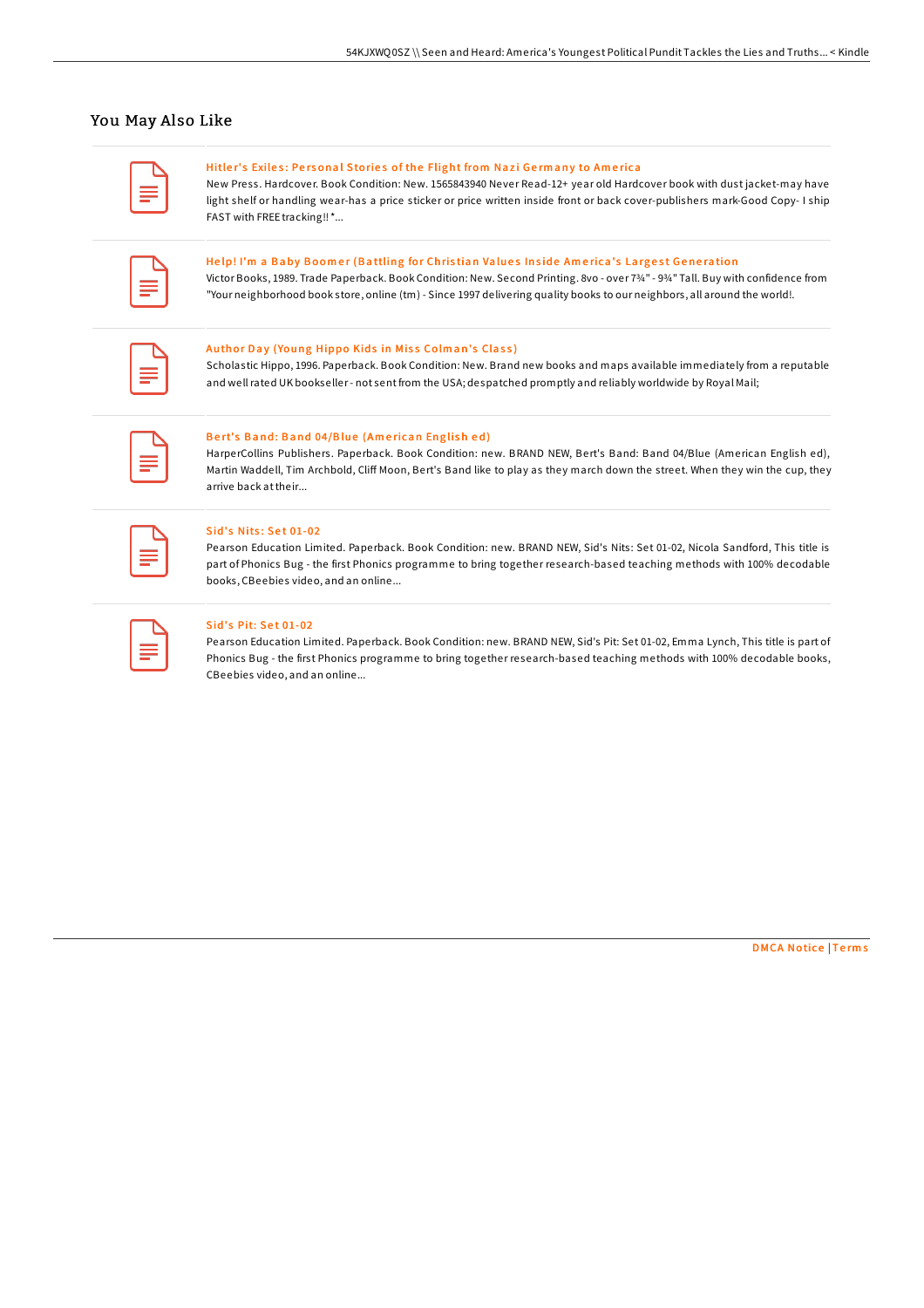## You May Also Like

### Hitler's Exiles: Personal Stories of the Flight from Nazi Germany to America

New Press. Hardcover. Book Condition: New. 1565843940 Never Read-12+ year old Hardcover book with dust jacket-may have light shelf or handling wear-has a price sticker or price written inside front or back cover-publishers mark-Good Copy- I ship FAST with FREE tracking!! *...

### Help! I'm a Baby Boomer (Battling for Christian Values Inside America's Largest Generation

Victor Books, 1989. Trade Paperback. Book Condition: New. Second Printing. 8vo - over 7¾" - 9¾" Tall. Buy with confidence from "Your neighborhood book store, online (tm) - Since 1997 delivering quality books to our neighbors, all around the world!.

### Author Day (Young Hippo Kids in Miss Colman's Class)

Scholastic Hippo, 1996. Paperback. Book Condition: New. Brand new books and maps available immediately from a reputable and well rated UK bookseller - not sent from the USA; despatched promptly and reliably worldwide by Royal Mail;

### Bert's Band: Band 04/Blue (American English ed)

HarperCollins Publishers. Paperback. Book Condition: new. BRAND NEW, Bert's Band: Band 04/Blue (American English ed), Martin Waddell, Tim Archbold, Cliff Moon, Bert's Band like to play as they march down the street. When they win the cup, they arrive back at their...

### Sid's Nits: Set 01-02

Pearson Education Limited. Paperback. Book Condition: new. BRAND NEW, Sid's Nits: Set 01-02, Nicola Sandford, This title is part of Phonics Bug - the first Phonics programme to bring together research-based teaching methods with 100% decodable books, CBeebies video, and an online...

### Sid's Pit: Set 01-02

Pearson Education Limited. Paperback. Book Condition: new. BRAND NEW, Sid's Pit: Set 01-02, Emma Lynch, This title is part of Phonics Bug - the first Phonics programme to bring together research-based teaching methods with 100% decodable books, CBeebies video, and an online...